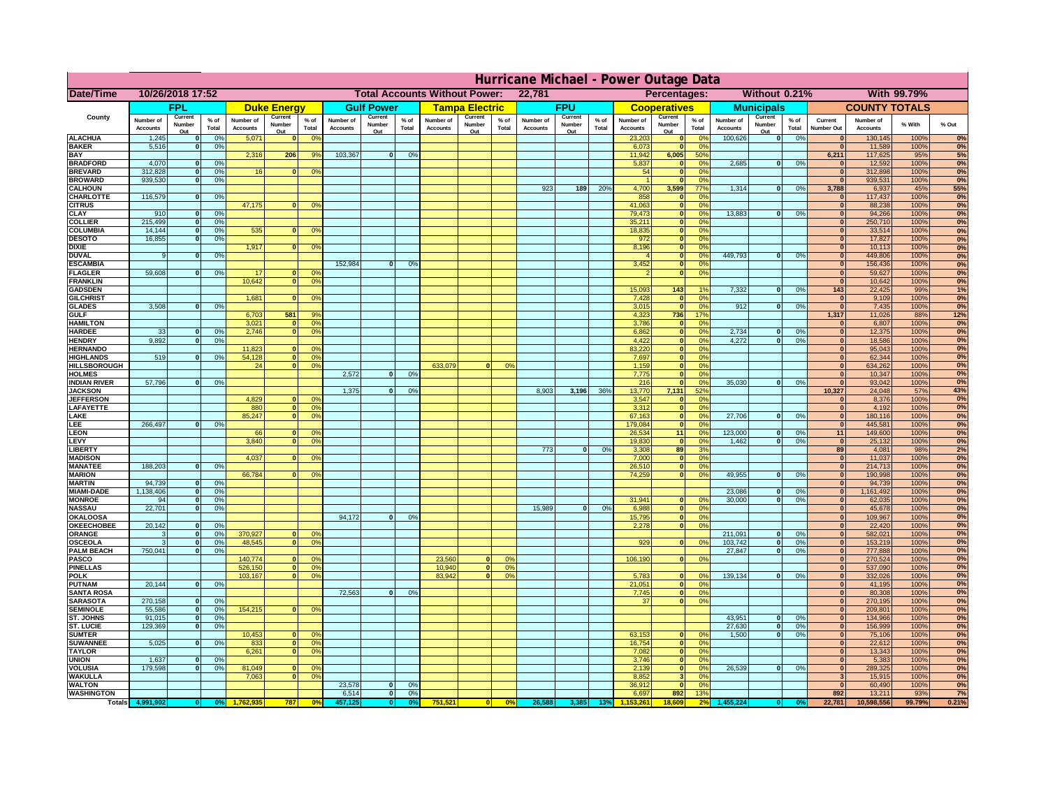# Hurricane Michael - Power Outage Data

| Date/Time | 10/26/2018 17:52 | Total Accounts Without Power: | 22,781 | Percentages: | Without 0.21% | With 99.79% |
|---|---|---|---|---|---|---|

| County | FPL Number of Accounts | FPL Current Number Out | FPL % of Total | Duke Energy Number of Accounts | Duke Energy Current Number Out | Duke Energy % of Total | Gulf Power Number of Accounts | Gulf Power Current Number Out | Gulf Power % of Total | Tampa Electric Number of Accounts | Tampa Electric Current Number Out | Tampa Electric % of Total | FPU Number of Accounts | FPU Current Number Out | FPU % of Total | Cooperatives Number of Accounts | Cooperatives Current Number Out | Cooperatives % of Total | Municipals Number of Accounts | Municipals Current Number Out | Municipals % of Total | Current Number Out | Number of Accounts | % With | % Out |
|---|---|---|---|---|---|---|---|---|---|---|---|---|---|---|---|---|---|---|---|---|---|---|---|---|---|
| ALACHUA | 1,245 | 0 | 0% | 5,071 | 0 | 0% | | | | | | | | | | 23,203 | 0 | 0% | 100,626 | 0 | 0% | 0 | 130,145 | 100% | 0% |
| BAKER | 5,516 | 0 | 0% | | | | | | | | | | | | | 6,073 | 0 | 0% | | | | 0 | 11,589 | 100% | 0% |
| BAY | | | | 2,316 | 206 | 9% | 103,367 | 0 | 0% | | | | | | | 11,942 | 6,005 | 50% | | | | 6,211 | 117,625 | 95% | 5% |
| BRADFORD | 4,070 | 0 | 0% | | | | | | | | | | | | | 5,837 | 0 | 0% | 2,685 | 0 | 0% | 0 | 12,592 | 100% | 0% |
| BREVARD | 312,828 | 0 | 0% | 16 | 0 | 0% | | | | | | | | | | 54 | 0 | 0% | | | | 0 | 312,898 | 100% | 0% |
| BROWARD | 939,530 | 0 | 0% | | | | | | | | | | | | | 1 | 0 | 0% | | | | 0 | 939,531 | 100% | 0% |
| CALHOUN | | | | | | | | | | | | | 923 | 189 | 20% | 4,700 | 3,599 | 77% | 1,314 | 0 | 0% | 3,788 | 6,937 | 45% | 55% |
| CHARLOTTE | 116,579 | 0 | 0% | | | | | | | | | | | | | 858 | 0 | 0% | | | | 0 | 117,437 | 100% | 0% |
| CITRUS | | | | 47,175 | 0 | 0% | | | | | | | | | | 41,063 | 0 | 0% | | | | 0 | 88,238 | 100% | 0% |
| CLAY | 910 | 0 | 0% | | | | | | | | | | | | | 79,473 | 0 | 0% | 13,883 | 0 | 0% | 0 | 94,266 | 100% | 0% |
| COLLIER | 215,499 | 0 | 0% | | | | | | | | | | | | | 35,211 | 0 | 0% | | | | 0 | 250,710 | 100% | 0% |
| COLUMBIA | 14,144 | 0 | 0% | 535 | 0 | 0% | | | | | | | | | | 18,835 | 0 | 0% | | | | 0 | 33,514 | 100% | 0% |
| DESOTO | 16,855 | 0 | 0% | | | | | | | | | | | | | 972 | 0 | 0% | | | | 0 | 17,827 | 100% | 0% |
| DIXIE | | | | 1,917 | 0 | 0% | | | | | | | | | | 8,196 | 0 | 0% | | | | 0 | 10,113 | 100% | 0% |
| DUVAL | 9 | 0 | 0% | | | | | | | | | | | | | 4 | 0 | 0% | 449,793 | 0 | 0% | 0 | 449,806 | 100% | 0% |
| ESCAMBIA | | | | | | | 152,984 | 0 | 0% | | | | | | | 3,452 | 0 | 0% | | | | 0 | 156,436 | 100% | 0% |
| FLAGLER | 59,608 | 0 | 0% | 17 | 0 | 0% | | | | | | | | | | 2 | 0 | 0% | | | | 0 | 59,627 | 100% | 0% |
| FRANKLIN | | | | 10,642 | 0 | 0% | | | | | | | | | | | | | | | | 0 | 10,642 | 100% | 0% |
| GADSDEN | | | | | | | | | | | | | | | | 15,093 | 143 | 1% | 7,332 | 0 | 0% | 143 | 22,425 | 99% | 1% |
| GILCHRIST | | | | 1,681 | 0 | 0% | | | | | | | | | | 7,428 | 0 | 0% | | | | 0 | 9,109 | 100% | 0% |
| GLADES | 3,508 | 0 | 0% | | | | | | | | | | | | | 3,015 | 0 | 0% | 912 | 0 | 0% | 0 | 7,435 | 100% | 0% |
| GULF | | | | 6,703 | 581 | 9% | | | | | | | | | | 4,323 | 736 | 17% | | | | 1,317 | 11,026 | 88% | 12% |
| HAMILTON | | | | 3,021 | 0 | 0% | | | | | | | | | | 3,786 | 0 | 0% | | | | 0 | 6,807 | 100% | 0% |
| HARDEE | 33 | 0 | 0% | 2,746 | 0 | 0% | | | | | | | | | | 6,862 | 0 | 0% | 2,734 | 0 | 0% | 0 | 12,375 | 100% | 0% |
| HENDRY | 9,892 | 0 | 0% | | | | | | | | | | | | | 4,422 | 0 | 0% | 4,272 | 0 | 0% | 0 | 18,586 | 100% | 0% |
| HERNANDO | | | | 11,823 | 0 | 0% | | | | | | | | | | 83,220 | 0 | 0% | | | | 0 | 95,043 | 100% | 0% |
| HIGHLANDS | 519 | 0 | 0% | 54,128 | 0 | 0% | | | | | | | | | | 7,697 | 0 | 0% | | | | 0 | 62,344 | 100% | 0% |
| HILLSBOROUGH | | | | 24 | 0 | 0% | | | | 633,079 | 0 | 0% | | | | 1,159 | 0 | 0% | | | | 0 | 634,262 | 100% | 0% |
| HOLMES | | | | | | | 2,572 | 0 | 0% | | | | | | | 7,775 | 0 | 0% | | | | 0 | 10,347 | 100% | 0% |
| INDIAN RIVER | 57,796 | 0 | 0% | | | | | | | | | | | | | 216 | 0 | 0% | 35,030 | 0 | 0% | 0 | 93,042 | 100% | 0% |
| JACKSON | | | | | | | 1,375 | 0 | 0% | | | | 8,903 | 3,196 | 36% | 13,770 | 7,131 | 52% | | | | 10,327 | 24,048 | 57% | 43% |
| JEFFERSON | | | | 4,829 | 0 | 0% | | | | | | | | | | 3,547 | 0 | 0% | | | | 0 | 8,376 | 100% | 0% |
| LAFAYETTE | | | | 880 | 0 | 0% | | | | | | | | | | 3,312 | 0 | 0% | | | | 0 | 4,192 | 100% | 0% |
| LAKE | | | | 85,247 | 0 | 0% | | | | | | | | | | 67,163 | 0 | 0% | 27,706 | 0 | 0% | 0 | 180,116 | 100% | 0% |
| LEE | 266,497 | 0 | 0% | | | | | | | | | | | | | 179,084 | 0 | 0% | | | | 0 | 445,581 | 100% | 0% |
| LEON | | | | 66 | 0 | 0% | | | | | | | | | | 26,534 | 11 | 0% | 123,000 | 0 | 0% | 11 | 149,600 | 100% | 0% |
| LEVY | | | | 3,840 | 0 | 0% | | | | | | | | | | 19,830 | 0 | 0% | 1,462 | 0 | 0% | 0 | 25,132 | 100% | 0% |
| LIBERTY | | | | | | | | | | | | | 773 | 0 | 0% | 3,308 | 89 | 3% | | | | 89 | 4,081 | 98% | 2% |
| MADISON | | | | 4,037 | 0 | 0% | | | | | | | | | | 7,000 | 0 | 0% | | | | 0 | 11,037 | 100% | 0% |
| MANATEE | 188,203 | 0 | 0% | | | | | | | | | | | | | 26,510 | 0 | 0% | | | | 0 | 214,713 | 100% | 0% |
| MARION | | | | 66,784 | 0 | 0% | | | | | | | | | | 74,259 | 0 | 0% | 49,955 | 0 | 0% | 0 | 190,998 | 100% | 0% |
| MARTIN | 94,739 | 0 | 0% | | | | | | | | | | | | | | | | | | | 0 | 94,739 | 100% | 0% |
| MIAMI-DADE | 1,138,406 | 0 | 0% | | | | | | | | | | | | | | | | 23,086 | 0 | 0% | 0 | 1,161,492 | 100% | 0% |
| MONROE | 94 | 0 | 0% | | | | | | | | | | | | | 31,941 | 0 | 0% | 30,000 | 0 | 0% | 0 | 62,035 | 100% | 0% |
| NASSAU | 22,701 | 0 | 0% | | | | | | | | | | 15,989 | 0 | 0% | 6,988 | 0 | 0% | | | | 0 | 45,678 | 100% | 0% |
| OKALOOSA | | | | | | | 94,172 | 0 | 0% | | | | | | | 15,795 | 0 | 0% | | | | 0 | 109,967 | 100% | 0% |
| OKEECHOBEE | 20,142 | 0 | 0% | | | | | | | | | | | | | 2,278 | 0 | 0% | | | | 0 | 22,420 | 100% | 0% |
| ORANGE | 3 | 0 | 0% | 370,927 | 0 | 0% | | | | | | | | | | | | | 211,091 | 0 | 0% | 0 | 582,021 | 100% | 0% |
| OSCEOLA | 3 | 0 | 0% | 48,545 | 0 | 0% | | | | | | | | | | 929 | 0 | 0% | 103,742 | 0 | 0% | 0 | 153,219 | 100% | 0% |
| PALM BEACH | 750,041 | 0 | 0% | | | | | | | | | | | | | | | | 27,847 | 0 | 0% | 0 | 777,888 | 100% | 0% |
| PASCO | | | | 140,774 | 0 | 0% | | | | 23,560 | 0 | 0% | | | | 106,190 | 0 | 0% | | | | 0 | 270,524 | 100% | 0% |
| PINELLAS | | | | 526,150 | 0 | 0% | | | | 10,940 | 0 | 0% | | | | | | | | | | 0 | 537,090 | 100% | 0% |
| POLK | | | | 103,167 | 0 | 0% | | | | 83,942 | 0 | 0% | | | | 5,783 | 0 | 0% | 139,134 | 0 | 0% | 0 | 332,026 | 100% | 0% |
| PUTNAM | 20,144 | 0 | 0% | | | | | | | | | | | | | 21,051 | 0 | 0% | | | | 0 | 41,195 | 100% | 0% |
| SANTA ROSA | | | | | | | 72,563 | 0 | 0% | | | | | | | 7,745 | 0 | 0% | | | | 0 | 80,308 | 100% | 0% |
| SARASOTA | 270,158 | 0 | 0% | | | | | | | | | | | | | 37 | 0 | 0% | | | | 0 | 270,195 | 100% | 0% |
| SEMINOLE | 55,586 | 0 | 0% | 154,215 | 0 | 0% | | | | | | | | | | | | | | | | 0 | 209,801 | 100% | 0% |
| ST. JOHNS | 91,015 | 0 | 0% | | | | | | | | | | | | | | | | 43,951 | 0 | 0% | 0 | 134,966 | 100% | 0% |
| ST. LUCIE | 129,369 | 0 | 0% | | | | | | | | | | | | | | | | 27,630 | 0 | 0% | 0 | 156,999 | 100% | 0% |
| SUMTER | | | | 10,453 | 0 | 0% | | | | | | | | | | 63,153 | 0 | 0% | 1,500 | 0 | 0% | 0 | 75,106 | 100% | 0% |
| SUWANNEE | 5,025 | 0 | 0% | 833 | 0 | 0% | | | | | | | | | | 16,754 | 0 | 0% | | | | 0 | 22,612 | 100% | 0% |
| TAYLOR | | | | 6,261 | 0 | 0% | | | | | | | | | | 7,082 | 0 | 0% | | | | 0 | 13,343 | 100% | 0% |
| UNION | 1,637 | 0 | 0% | | | | | | | | | | | | | 3,746 | 0 | 0% | | | | 0 | 5,383 | 100% | 0% |
| VOLUSIA | 179,598 | 0 | 0% | 81,049 | 0 | 0% | | | | | | | | | | 2,139 | 0 | 0% | 26,539 | 0 | 0% | 0 | 289,325 | 100% | 0% |
| WAKULLA | | | | 7,063 | 0 | 0% | | | | | | | | | | 8,852 | 3 | 0% | | | | 3 | 15,915 | 100% | 0% |
| WALTON | | | | | | | 23,578 | 0 | 0% | | | | | | | 36,912 | 0 | 0% | | | | 0 | 60,490 | 100% | 0% |
| WASHINGTON | | | | | | | 6,514 | 0 | 0% | | | | | | | 6,697 | 892 | 13% | | | | 892 | 13,211 | 93% | 7% |
| Totals | 4,991,902 | 0 | 0% | 1,762,935 | 787 | 0% | 457,125 | 0 | 0% | 751,521 | 0 | 0% | 26,588 | 3,385 | 13% | 1,153,261 | 18,609 | 2% | 1,455,224 | 0 | 0% | 22,781 | 10,598,556 | 99.79% | 0.21% |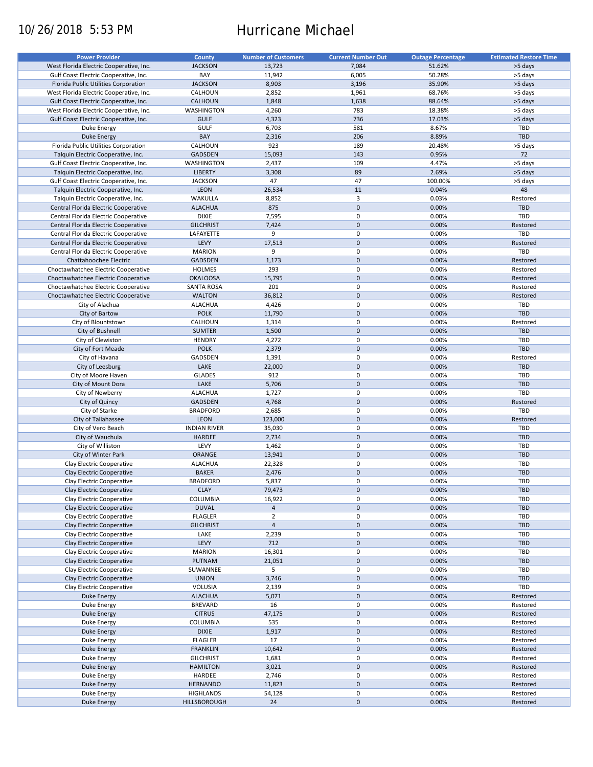10/26/2018 5:53 PM

# Hurricane Michael

| Power Provider | County | Number of Customers | Current Number Out | Outage Percentage | Estimated Restore Time |
|---|---|---|---|---|---|
| West Florida Electric Cooperative, Inc. | JACKSON | 13,723 | 7,084 | 51.62% | >5 days |
| Gulf Coast Electric Cooperative, Inc. | BAY | 11,942 | 6,005 | 50.28% | >5 days |
| Florida Public Utilities Corporation | JACKSON | 8,903 | 3,196 | 35.90% | >5 days |
| West Florida Electric Cooperative, Inc. | CALHOUN | 2,852 | 1,961 | 68.76% | >5 days |
| Gulf Coast Electric Cooperative, Inc. | CALHOUN | 1,848 | 1,638 | 88.64% | >5 days |
| West Florida Electric Cooperative, Inc. | WASHINGTON | 4,260 | 783 | 18.38% | >5 days |
| Gulf Coast Electric Cooperative, Inc. | GULF | 4,323 | 736 | 17.03% | >5 days |
| Duke Energy | GULF | 6,703 | 581 | 8.67% | TBD |
| Duke Energy | BAY | 2,316 | 206 | 8.89% | TBD |
| Florida Public Utilities Corporation | CALHOUN | 923 | 189 | 20.48% | >5 days |
| Talquin Electric Cooperative, Inc. | GADSDEN | 15,093 | 143 | 0.95% | 72 |
| Gulf Coast Electric Cooperative, Inc. | WASHINGTON | 2,437 | 109 | 4.47% | >5 days |
| Talquin Electric Cooperative, Inc. | LIBERTY | 3,308 | 89 | 2.69% | >5 days |
| Gulf Coast Electric Cooperative, Inc. | JACKSON | 47 | 47 | 100.00% | >5 days |
| Talquin Electric Cooperative, Inc. | LEON | 26,534 | 11 | 0.04% | 48 |
| Talquin Electric Cooperative, Inc. | WAKULLA | 8,852 | 3 | 0.03% | Restored |
| Central Florida Electric Cooperative | ALACHUA | 875 | 0 | 0.00% | TBD |
| Central Florida Electric Cooperative | DIXIE | 7,595 | 0 | 0.00% | TBD |
| Central Florida Electric Cooperative | GILCHRIST | 7,424 | 0 | 0.00% | Restored |
| Central Florida Electric Cooperative | LAFAYETTE | 9 | 0 | 0.00% | TBD |
| Central Florida Electric Cooperative | LEVY | 17,513 | 0 | 0.00% | Restored |
| Central Florida Electric Cooperative | MARION | 9 | 0 | 0.00% | TBD |
| Chattahoochee Electric | GADSDEN | 1,173 | 0 | 0.00% | Restored |
| Choctawhatchee Electric Cooperative | HOLMES | 293 | 0 | 0.00% | Restored |
| Choctawhatchee Electric Cooperative | OKALOOSA | 15,795 | 0 | 0.00% | Restored |
| Choctawhatchee Electric Cooperative | SANTA ROSA | 201 | 0 | 0.00% | Restored |
| Choctawhatchee Electric Cooperative | WALTON | 36,812 | 0 | 0.00% | Restored |
| City of Alachua | ALACHUA | 4,426 | 0 | 0.00% | TBD |
| City of Bartow | POLK | 11,790 | 0 | 0.00% | TBD |
| City of Blountstown | CALHOUN | 1,314 | 0 | 0.00% | Restored |
| City of Bushnell | SUMTER | 1,500 | 0 | 0.00% | TBD |
| City of Clewiston | HENDRY | 4,272 | 0 | 0.00% | TBD |
| City of Fort Meade | POLK | 2,379 | 0 | 0.00% | TBD |
| City of Havana | GADSDEN | 1,391 | 0 | 0.00% | Restored |
| City of Leesburg | LAKE | 22,000 | 0 | 0.00% | TBD |
| City of Moore Haven | GLADES | 912 | 0 | 0.00% | TBD |
| City of Mount Dora | LAKE | 5,706 | 0 | 0.00% | TBD |
| City of Newberry | ALACHUA | 1,727 | 0 | 0.00% | TBD |
| City of Quincy | GADSDEN | 4,768 | 0 | 0.00% | Restored |
| City of Starke | BRADFORD | 2,685 | 0 | 0.00% | TBD |
| City of Tallahassee | LEON | 123,000 | 0 | 0.00% | Restored |
| City of Vero Beach | INDIAN RIVER | 35,030 | 0 | 0.00% | TBD |
| City of Wauchula | HARDEE | 2,734 | 0 | 0.00% | TBD |
| City of Williston | LEVY | 1,462 | 0 | 0.00% | TBD |
| City of Winter Park | ORANGE | 13,941 | 0 | 0.00% | TBD |
| Clay Electric Cooperative | ALACHUA | 22,328 | 0 | 0.00% | TBD |
| Clay Electric Cooperative | BAKER | 2,476 | 0 | 0.00% | TBD |
| Clay Electric Cooperative | BRADFORD | 5,837 | 0 | 0.00% | TBD |
| Clay Electric Cooperative | CLAY | 79,473 | 0 | 0.00% | TBD |
| Clay Electric Cooperative | COLUMBIA | 16,922 | 0 | 0.00% | TBD |
| Clay Electric Cooperative | DUVAL | 4 | 0 | 0.00% | TBD |
| Clay Electric Cooperative | FLAGLER | 2 | 0 | 0.00% | TBD |
| Clay Electric Cooperative | GILCHRIST | 4 | 0 | 0.00% | TBD |
| Clay Electric Cooperative | LAKE | 2,239 | 0 | 0.00% | TBD |
| Clay Electric Cooperative | LEVY | 712 | 0 | 0.00% | TBD |
| Clay Electric Cooperative | MARION | 16,301 | 0 | 0.00% | TBD |
| Clay Electric Cooperative | PUTNAM | 21,051 | 0 | 0.00% | TBD |
| Clay Electric Cooperative | SUWANNEE | 5 | 0 | 0.00% | TBD |
| Clay Electric Cooperative | UNION | 3,746 | 0 | 0.00% | TBD |
| Clay Electric Cooperative | VOLUSIA | 2,139 | 0 | 0.00% | TBD |
| Duke Energy | ALACHUA | 5,071 | 0 | 0.00% | Restored |
| Duke Energy | BREVARD | 16 | 0 | 0.00% | Restored |
| Duke Energy | CITRUS | 47,175 | 0 | 0.00% | Restored |
| Duke Energy | COLUMBIA | 535 | 0 | 0.00% | Restored |
| Duke Energy | DIXIE | 1,917 | 0 | 0.00% | Restored |
| Duke Energy | FLAGLER | 17 | 0 | 0.00% | Restored |
| Duke Energy | FRANKLIN | 10,642 | 0 | 0.00% | Restored |
| Duke Energy | GILCHRIST | 1,681 | 0 | 0.00% | Restored |
| Duke Energy | HAMILTON | 3,021 | 0 | 0.00% | Restored |
| Duke Energy | HARDEE | 2,746 | 0 | 0.00% | Restored |
| Duke Energy | HERNANDO | 11,823 | 0 | 0.00% | Restored |
| Duke Energy | HIGHLANDS | 54,128 | 0 | 0.00% | Restored |
| Duke Energy | HILLSBOROUGH | 24 | 0 | 0.00% | Restored |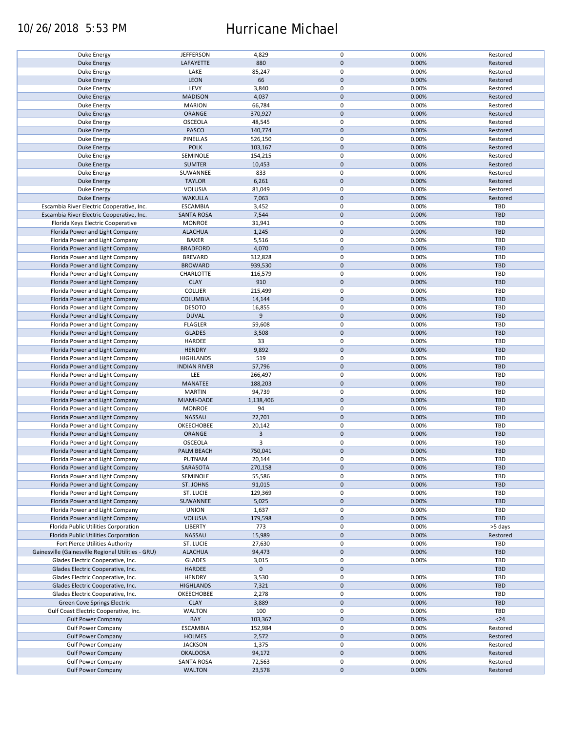| Duke Energy | JEFFERSON | 4,829 | 0 | 0.00% | Restored |
|---|---|---|---|---|---|
| Duke Energy | LAFAYETTE | 880 | 0 | 0.00% | Restored |
| Duke Energy | LAKE | 85,247 | 0 | 0.00% | Restored |
| Duke Energy | LEON | 66 | 0 | 0.00% | Restored |
| Duke Energy | LEVY | 3,840 | 0 | 0.00% | Restored |
| Duke Energy | MADISON | 4,037 | 0 | 0.00% | Restored |
| Duke Energy | MARION | 66,784 | 0 | 0.00% | Restored |
| Duke Energy | ORANGE | 370,927 | 0 | 0.00% | Restored |
| Duke Energy | OSCEOLA | 48,545 | 0 | 0.00% | Restored |
| Duke Energy | PASCO | 140,774 | 0 | 0.00% | Restored |
| Duke Energy | PINELLAS | 526,150 | 0 | 0.00% | Restored |
| Duke Energy | POLK | 103,167 | 0 | 0.00% | Restored |
| Duke Energy | SEMINOLE | 154,215 | 0 | 0.00% | Restored |
| Duke Energy | SUMTER | 10,453 | 0 | 0.00% | Restored |
| Duke Energy | SUWANNEE | 833 | 0 | 0.00% | Restored |
| Duke Energy | TAYLOR | 6,261 | 0 | 0.00% | Restored |
| Duke Energy | VOLUSIA | 81,049 | 0 | 0.00% | Restored |
| Duke Energy | WAKULLA | 7,063 | 0 | 0.00% | Restored |
| Escambia River Electric Cooperative, Inc. | ESCAMBIA | 3,452 | 0 | 0.00% | TBD |
| Escambia River Electric Cooperative, Inc. | SANTA ROSA | 7,544 | 0 | 0.00% | TBD |
| Florida Keys Electric Cooperative | MONROE | 31,941 | 0 | 0.00% | TBD |
| Florida Power and Light Company | ALACHUA | 1,245 | 0 | 0.00% | TBD |
| Florida Power and Light Company | BAKER | 5,516 | 0 | 0.00% | TBD |
| Florida Power and Light Company | BRADFORD | 4,070 | 0 | 0.00% | TBD |
| Florida Power and Light Company | BREVARD | 312,828 | 0 | 0.00% | TBD |
| Florida Power and Light Company | BROWARD | 939,530 | 0 | 0.00% | TBD |
| Florida Power and Light Company | CHARLOTTE | 116,579 | 0 | 0.00% | TBD |
| Florida Power and Light Company | CLAY | 910 | 0 | 0.00% | TBD |
| Florida Power and Light Company | COLLIER | 215,499 | 0 | 0.00% | TBD |
| Florida Power and Light Company | COLUMBIA | 14,144 | 0 | 0.00% | TBD |
| Florida Power and Light Company | DESOTO | 16,855 | 0 | 0.00% | TBD |
| Florida Power and Light Company | DUVAL | 9 | 0 | 0.00% | TBD |
| Florida Power and Light Company | FLAGLER | 59,608 | 0 | 0.00% | TBD |
| Florida Power and Light Company | GLADES | 3,508 | 0 | 0.00% | TBD |
| Florida Power and Light Company | HARDEE | 33 | 0 | 0.00% | TBD |
| Florida Power and Light Company | HENDRY | 9,892 | 0 | 0.00% | TBD |
| Florida Power and Light Company | HIGHLANDS | 519 | 0 | 0.00% | TBD |
| Florida Power and Light Company | INDIAN RIVER | 57,796 | 0 | 0.00% | TBD |
| Florida Power and Light Company | LEE | 266,497 | 0 | 0.00% | TBD |
| Florida Power and Light Company | MANATEE | 188,203 | 0 | 0.00% | TBD |
| Florida Power and Light Company | MARTIN | 94,739 | 0 | 0.00% | TBD |
| Florida Power and Light Company | MIAMI-DADE | 1,138,406 | 0 | 0.00% | TBD |
| Florida Power and Light Company | MONROE | 94 | 0 | 0.00% | TBD |
| Florida Power and Light Company | NASSAU | 22,701 | 0 | 0.00% | TBD |
| Florida Power and Light Company | OKEECHOBEE | 20,142 | 0 | 0.00% | TBD |
| Florida Power and Light Company | ORANGE | 3 | 0 | 0.00% | TBD |
| Florida Power and Light Company | OSCEOLA | 3 | 0 | 0.00% | TBD |
| Florida Power and Light Company | PALM BEACH | 750,041 | 0 | 0.00% | TBD |
| Florida Power and Light Company | PUTNAM | 20,144 | 0 | 0.00% | TBD |
| Florida Power and Light Company | SARASOTA | 270,158 | 0 | 0.00% | TBD |
| Florida Power and Light Company | SEMINOLE | 55,586 | 0 | 0.00% | TBD |
| Florida Power and Light Company | ST. JOHNS | 91,015 | 0 | 0.00% | TBD |
| Florida Power and Light Company | ST. LUCIE | 129,369 | 0 | 0.00% | TBD |
| Florida Power and Light Company | SUWANNEE | 5,025 | 0 | 0.00% | TBD |
| Florida Power and Light Company | UNION | 1,637 | 0 | 0.00% | TBD |
| Florida Power and Light Company | VOLUSIA | 179,598 | 0 | 0.00% | TBD |
| Florida Public Utilities Corporation | LIBERTY | 773 | 0 | 0.00% | >5 days |
| Florida Public Utilities Corporation | NASSAU | 15,989 | 0 | 0.00% | Restored |
| Fort Pierce Utilities Authority | ST. LUCIE | 27,630 | 0 | 0.00% | TBD |
| Gainesville (Gainesville Regional Utilities - GRU) | ALACHUA | 94,473 | 0 | 0.00% | TBD |
| Glades Electric Cooperative, Inc. | GLADES | 3,015 | 0 | 0.00% | TBD |
| Glades Electric Cooperative, Inc. | HARDEE | 0 | 0 | | TBD |
| Glades Electric Cooperative, Inc. | HENDRY | 3,530 | 0 | 0.00% | TBD |
| Glades Electric Cooperative, Inc. | HIGHLANDS | 7,321 | 0 | 0.00% | TBD |
| Glades Electric Cooperative, Inc. | OKEECHOBEE | 2,278 | 0 | 0.00% | TBD |
| Green Cove Springs Electric | CLAY | 3,889 | 0 | 0.00% | TBD |
| Gulf Coast Electric Cooperative, Inc. | WALTON | 100 | 0 | 0.00% | TBD |
| Gulf Power Company | BAY | 103,367 | 0 | 0.00% | <24 |
| Gulf Power Company | ESCAMBIA | 152,984 | 0 | 0.00% | Restored |
| Gulf Power Company | HOLMES | 2,572 | 0 | 0.00% | Restored |
| Gulf Power Company | JACKSON | 1,375 | 0 | 0.00% | Restored |
| Gulf Power Company | OKALOOSA | 94,172 | 0 | 0.00% | Restored |
| Gulf Power Company | SANTA ROSA | 72,563 | 0 | 0.00% | Restored |
| Gulf Power Company | WALTON | 23,578 | 0 | 0.00% | Restored |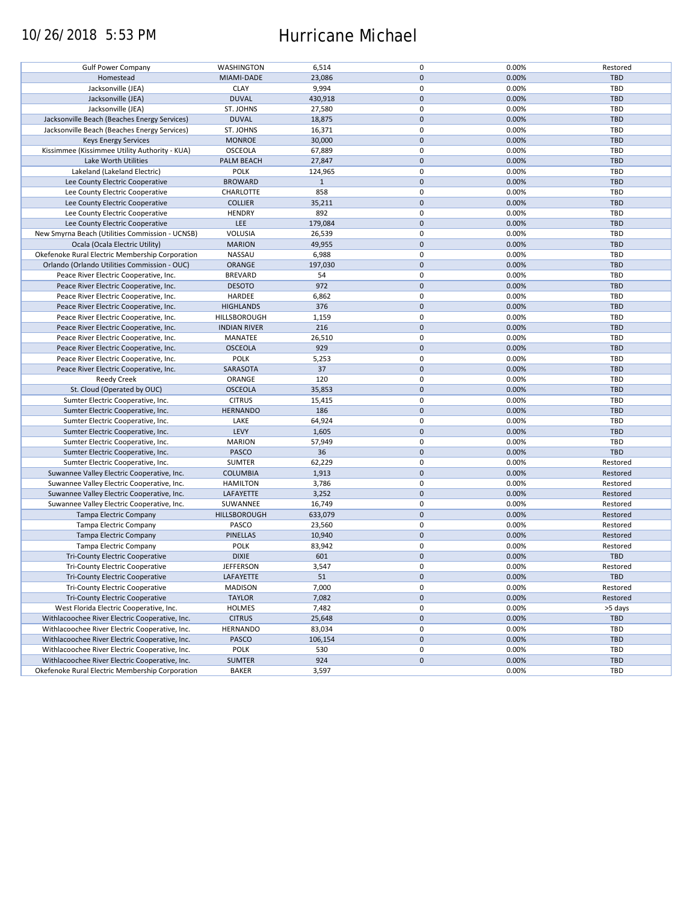| | | | | | |
|---|---|---|---|---|---|
| Gulf Power Company | WASHINGTON | 6,514 | 0 | 0.00% | Restored |
| Homestead | MIAMI-DADE | 23,086 | 0 | 0.00% | TBD |
| Jacksonville (JEA) | CLAY | 9,994 | 0 | 0.00% | TBD |
| Jacksonville (JEA) | DUVAL | 430,918 | 0 | 0.00% | TBD |
| Jacksonville (JEA) | ST. JOHNS | 27,580 | 0 | 0.00% | TBD |
| Jacksonville Beach (Beaches Energy Services) | DUVAL | 18,875 | 0 | 0.00% | TBD |
| Jacksonville Beach (Beaches Energy Services) | ST. JOHNS | 16,371 | 0 | 0.00% | TBD |
| Keys Energy Services | MONROE | 30,000 | 0 | 0.00% | TBD |
| Kissimmee (Kissimmee Utility Authority - KUA) | OSCEOLA | 67,889 | 0 | 0.00% | TBD |
| Lake Worth Utilities | PALM BEACH | 27,847 | 0 | 0.00% | TBD |
| Lakeland (Lakeland Electric) | POLK | 124,965 | 0 | 0.00% | TBD |
| Lee County Electric Cooperative | BROWARD | 1 | 0 | 0.00% | TBD |
| Lee County Electric Cooperative | CHARLOTTE | 858 | 0 | 0.00% | TBD |
| Lee County Electric Cooperative | COLLIER | 35,211 | 0 | 0.00% | TBD |
| Lee County Electric Cooperative | HENDRY | 892 | 0 | 0.00% | TBD |
| Lee County Electric Cooperative | LEE | 179,084 | 0 | 0.00% | TBD |
| New Smyrna Beach (Utilities Commission - UCNSB) | VOLUSIA | 26,539 | 0 | 0.00% | TBD |
| Ocala (Ocala Electric Utility) | MARION | 49,955 | 0 | 0.00% | TBD |
| Okefenoke Rural Electric Membership Corporation | NASSAU | 6,988 | 0 | 0.00% | TBD |
| Orlando (Orlando Utilities Commission - OUC) | ORANGE | 197,030 | 0 | 0.00% | TBD |
| Peace River Electric Cooperative, Inc. | BREVARD | 54 | 0 | 0.00% | TBD |
| Peace River Electric Cooperative, Inc. | DESOTO | 972 | 0 | 0.00% | TBD |
| Peace River Electric Cooperative, Inc. | HARDEE | 6,862 | 0 | 0.00% | TBD |
| Peace River Electric Cooperative, Inc. | HIGHLANDS | 376 | 0 | 0.00% | TBD |
| Peace River Electric Cooperative, Inc. | HILLSBOROUGH | 1,159 | 0 | 0.00% | TBD |
| Peace River Electric Cooperative, Inc. | INDIAN RIVER | 216 | 0 | 0.00% | TBD |
| Peace River Electric Cooperative, Inc. | MANATEE | 26,510 | 0 | 0.00% | TBD |
| Peace River Electric Cooperative, Inc. | OSCEOLA | 929 | 0 | 0.00% | TBD |
| Peace River Electric Cooperative, Inc. | POLK | 5,253 | 0 | 0.00% | TBD |
| Peace River Electric Cooperative, Inc. | SARASOTA | 37 | 0 | 0.00% | TBD |
| Reedy Creek | ORANGE | 120 | 0 | 0.00% | TBD |
| St. Cloud (Operated by OUC) | OSCEOLA | 35,853 | 0 | 0.00% | TBD |
| Sumter Electric Cooperative, Inc. | CITRUS | 15,415 | 0 | 0.00% | TBD |
| Sumter Electric Cooperative, Inc. | HERNANDO | 186 | 0 | 0.00% | TBD |
| Sumter Electric Cooperative, Inc. | LAKE | 64,924 | 0 | 0.00% | TBD |
| Sumter Electric Cooperative, Inc. | LEVY | 1,605 | 0 | 0.00% | TBD |
| Sumter Electric Cooperative, Inc. | MARION | 57,949 | 0 | 0.00% | TBD |
| Sumter Electric Cooperative, Inc. | PASCO | 36 | 0 | 0.00% | TBD |
| Sumter Electric Cooperative, Inc. | SUMTER | 62,229 | 0 | 0.00% | Restored |
| Suwannee Valley Electric Cooperative, Inc. | COLUMBIA | 1,913 | 0 | 0.00% | Restored |
| Suwannee Valley Electric Cooperative, Inc. | HAMILTON | 3,786 | 0 | 0.00% | Restored |
| Suwannee Valley Electric Cooperative, Inc. | LAFAYETTE | 3,252 | 0 | 0.00% | Restored |
| Suwannee Valley Electric Cooperative, Inc. | SUWANNEE | 16,749 | 0 | 0.00% | Restored |
| Tampa Electric Company | HILLSBOROUGH | 633,079 | 0 | 0.00% | Restored |
| Tampa Electric Company | PASCO | 23,560 | 0 | 0.00% | Restored |
| Tampa Electric Company | PINELLAS | 10,940 | 0 | 0.00% | Restored |
| Tampa Electric Company | POLK | 83,942 | 0 | 0.00% | Restored |
| Tri-County Electric Cooperative | DIXIE | 601 | 0 | 0.00% | TBD |
| Tri-County Electric Cooperative | JEFFERSON | 3,547 | 0 | 0.00% | Restored |
| Tri-County Electric Cooperative | LAFAYETTE | 51 | 0 | 0.00% | TBD |
| Tri-County Electric Cooperative | MADISON | 7,000 | 0 | 0.00% | Restored |
| Tri-County Electric Cooperative | TAYLOR | 7,082 | 0 | 0.00% | Restored |
| West Florida Electric Cooperative, Inc. | HOLMES | 7,482 | 0 | 0.00% | >5 days |
| Withlacoochee River Electric Cooperative, Inc. | CITRUS | 25,648 | 0 | 0.00% | TBD |
| Withlacoochee River Electric Cooperative, Inc. | HERNANDO | 83,034 | 0 | 0.00% | TBD |
| Withlacoochee River Electric Cooperative, Inc. | PASCO | 106,154 | 0 | 0.00% | TBD |
| Withlacoochee River Electric Cooperative, Inc. | POLK | 530 | 0 | 0.00% | TBD |
| Withlacoochee River Electric Cooperative, Inc. | SUMTER | 924 | 0 | 0.00% | TBD |
| Okefenoke Rural Electric Membership Corporation | BAKER | 3,597 | | 0.00% | TBD |